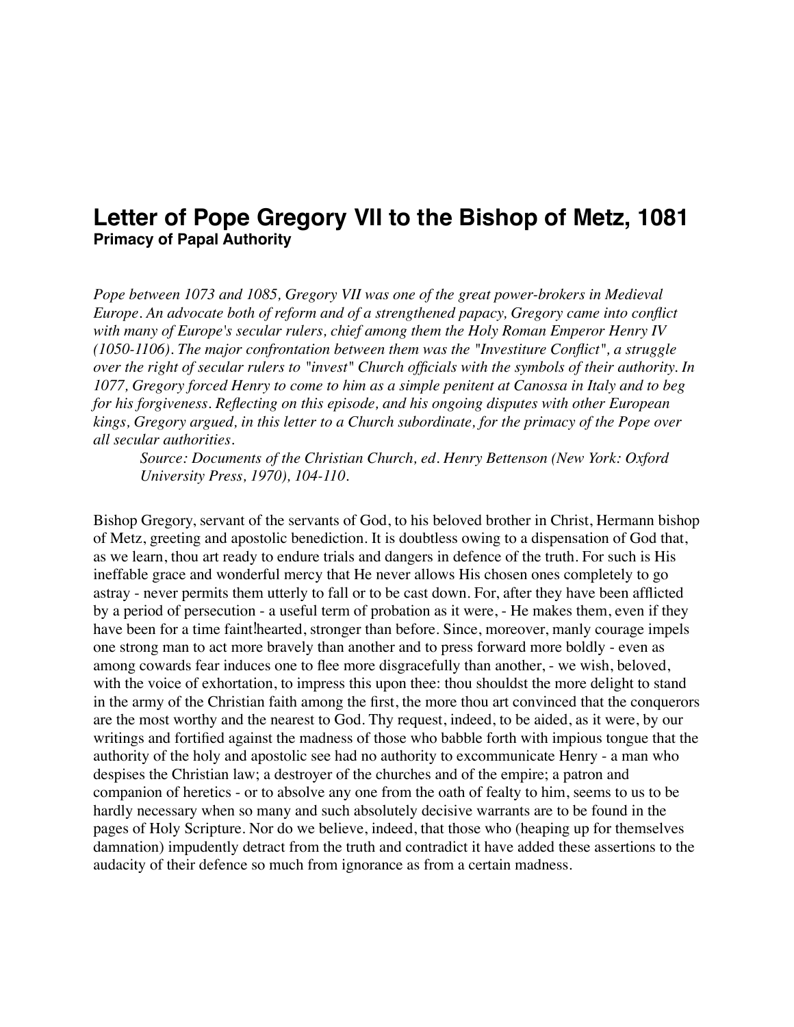# Letter of Pope Gregory VII to the Bishop of Metz, 1081

**Primacy of Papal Authority**

*Pope between 1073 and 1085, Gregory VII was one of the great power-brokers in Medieval Europe. An advocate both of reform and of a strengthened papacy, Gregory came into conflict with many of Europe's secular rulers, chief among them the Holy Roman Emperor Henry IV (1050-1106). The major confrontation between them was the "Investiture Conflict", a struggle over the right of secular rulers to "invest" Church officials with the symbols of their authority. In 1077, Gregory forced Henry to come to him as a simple penitent at Canossa in Italy and to beg for his forgiveness. Reflecting on this episode, and his ongoing disputes with other European kings, Gregory argued, in this letter to a Church subordinate, for the primacy of the Pope over all secular authorities.*

> *Source: Documents of the Christian Church, ed. Henry Bettenson (New York: Oxford University Press, 1970), 104-110.*

Bishop Gregory, servant of the servants of God, to his beloved brother in Christ, Hermann bishop of Metz, greeting and apostolic benediction. It is doubtless owing to a dispensation of God that, as we learn, thou art ready to endure trials and dangers in defence of the truth. For such is His ineffable grace and wonderful mercy that He never allows His chosen ones completely to go astray - never permits them utterly to fall or to be cast down. For, after they have been afflicted by a period of persecution - a useful term of probation as it were, - He makes them, even if they have been for a time faint!hearted, stronger than before. Since, moreover, manly courage impels one strong man to act more bravely than another and to press forward more boldly - even as among cowards fear induces one to flee more disgracefully than another, - we wish, beloved, with the voice of exhortation, to impress this upon thee: thou shouldst the more delight to stand in the army of the Christian faith among the first, the more thou art convinced that the conquerors are the most worthy and the nearest to God. Thy request, indeed, to be aided, as it were, by our writings and fortified against the madness of those who babble forth with impious tongue that the authority of the holy and apostolic see had no authority to excommunicate Henry - a man who despises the Christian law; a destroyer of the churches and of the empire; a patron and companion of heretics - or to absolve any one from the oath of fealty to him, seems to us to be hardly necessary when so many and such absolutely decisive warrants are to be found in the pages of Holy Scripture. Nor do we believe, indeed, that those who (heaping up for themselves damnation) impudently detract from the truth and contradict it have added these assertions to the audacity of their defence so much from ignorance as from a certain madness.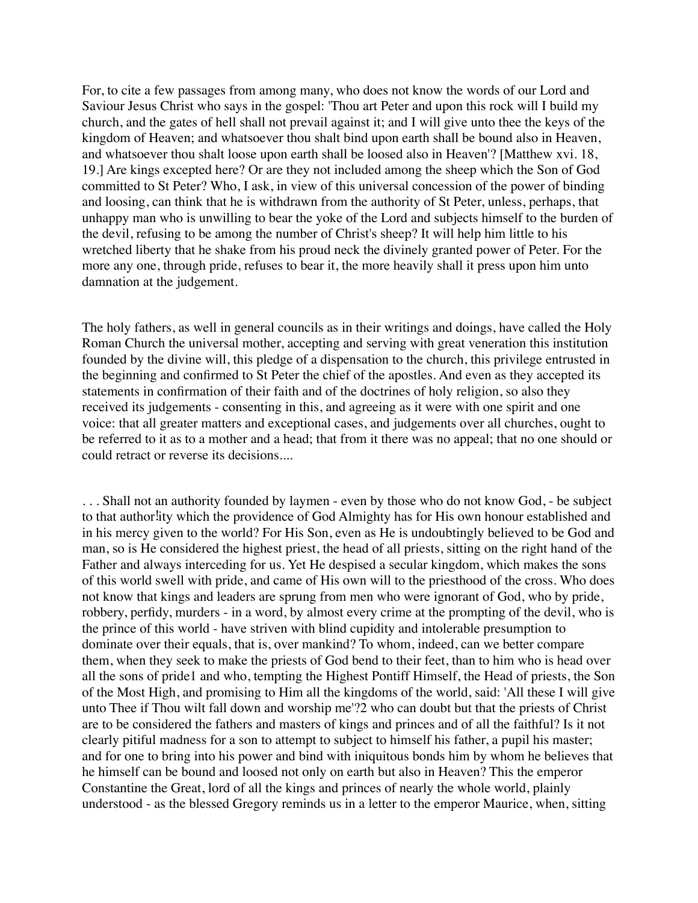For, to cite a few passages from among many, who does not know the words of our Lord and Saviour Jesus Christ who says in the gospel: 'Thou art Peter and upon this rock will I build my church, and the gates of hell shall not prevail against it; and I will give unto thee the keys of the kingdom of Heaven; and whatsoever thou shalt bind upon earth shall be bound also in Heaven, and whatsoever thou shalt loose upon earth shall be loosed also in Heaven'? [Matthew xvi. 18, 19.] Are kings excepted here? Or are they not included among the sheep which the Son of God committed to St Peter? Who, I ask, in view of this universal concession of the power of binding and loosing, can think that he is withdrawn from the authority of St Peter, unless, perhaps, that unhappy man who is unwilling to bear the yoke of the Lord and subjects himself to the burden of the devil, refusing to be among the number of Christ's sheep? It will help him little to his wretched liberty that he shake from his proud neck the divinely granted power of Peter. For the more any one, through pride, refuses to bear it, the more heavily shall it press upon him unto damnation at the judgement.

The holy fathers, as well in general councils as in their writings and doings, have called the Holy Roman Church the universal mother, accepting and serving with great veneration this institution founded by the divine will, this pledge of a dispensation to the church, this privilege entrusted in the beginning and confirmed to St Peter the chief of the apostles. And even as they accepted its statements in confirmation of their faith and of the doctrines of holy religion, so also they received its judgements - consenting in this, and agreeing as it were with one spirit and one voice: that all greater matters and exceptional cases, and judgements over all churches, ought to be referred to it as to a mother and a head; that from it there was no appeal; that no one should or could retract or reverse its decisions....

. . . Shall not an authority founded by laymen - even by those who do not know God, - be subject to that authority which the providence of God Almighty has for His own honour established and in his mercy given to the world? For His Son, even as He is undoubtingly believed to be God and man, so is He considered the highest priest, the head of all priests, sitting on the right hand of the Father and always interceding for us. Yet He despised a secular kingdom, which makes the sons of this world swell with pride, and came of His own will to the priesthood of the cross. Who does not know that kings and leaders are sprung from men who were ignorant of God, who by pride, robbery, perfidy, murders - in a word, by almost every crime at the prompting of the devil, who is the prince of this world - have striven with blind cupidity and intolerable presumption to dominate over their equals, that is, over mankind? To whom, indeed, can we better compare them, when they seek to make the priests of God bend to their feet, than to him who is head over all the sons of pride[1] and who, tempting the Highest Pontiff Himself, the Head of priests, the Son of the Most High, and promising to Him all the kingdoms of the world, said: 'All these I will give unto Thee if Thou wilt fall down and worship me'?[2] who can doubt but that the priests of Christ are to be considered the fathers and masters of kings and princes and of all the faithful? Is it not clearly pitiful madness for a son to attempt to subject to himself his father, a pupil his master; and for one to bring into his power and bind with iniquitous bonds him by whom he believes that he himself can be bound and loosed not only on earth but also in Heaven? This the emperor Constantine the Great, lord of all the kings and princes of nearly the whole world, plainly understood - as the blessed Gregory reminds us in a letter to the emperor Maurice, when, sitting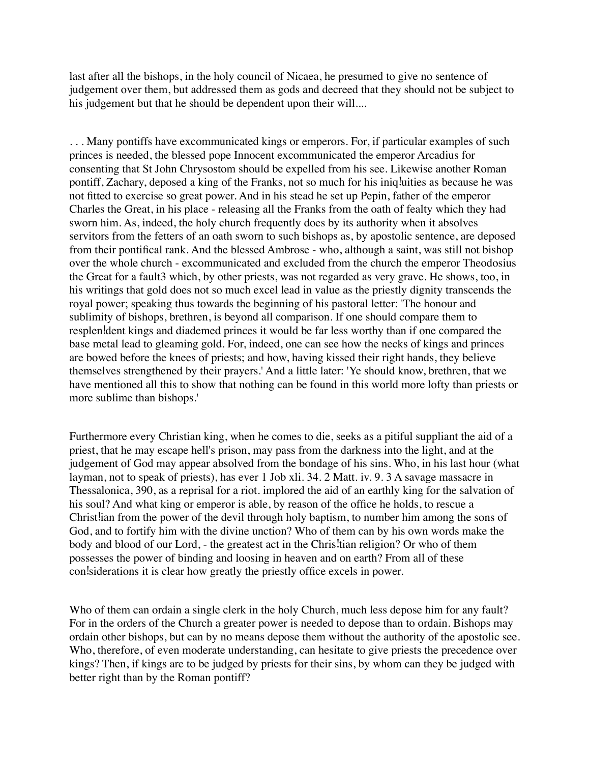last after all the bishops, in the holy council of Nicaea, he presumed to give no sentence of judgement over them, but addressed them as gods and decreed that they should not be subject to his judgement but that he should be dependent upon their will....

. . . Many pontiffs have excommunicated kings or emperors. For, if particular examples of such princes is needed, the blessed pope Innocent excommunicated the emperor Arcadius for consenting that St John Chrysostom should be expelled from his see. Likewise another Roman pontiff, Zachary, deposed a king of the Franks, not so much for his iniq!uities as because he was not fitted to exercise so great power. And in his stead he set up Pepin, father of the emperor Charles the Great, in his place - releasing all the Franks from the oath of fealty which they had sworn him. As, indeed, the holy church frequently does by its authority when it absolves servitors from the fetters of an oath sworn to such bishops as, by apostolic sentence, are deposed from their pontifical rank. And the blessed Ambrose - who, although a saint, was still not bishop over the whole church - excommunicated and excluded from the church the emperor Theodosius the Great for a fault[3] which, by other priests, was not regarded as very grave. He shows, too, in his writings that gold does not so much excel lead in value as the priestly dignity transcends the royal power; speaking thus towards the beginning of his pastoral letter: 'The honour and sublimity of bishops, brethren, is beyond all comparison. If one should compare them to resplen!dent kings and diademed princes it would be far less worthy than if one compared the base metal lead to gleaming gold. For, indeed, one can see how the necks of kings and princes are bowed before the knees of priests; and how, having kissed their right hands, they believe themselves strengthened by their prayers.' And a little later: 'Ye should know, brethren, that we have mentioned all this to show that nothing can be found in this world more lofty than priests or more sublime than bishops.'

Furthermore every Christian king, when he comes to die, seeks as a pitiful suppliant the aid of a priest, that he may escape hell's prison, may pass from the darkness into the light, and at the judgement of God may appear absolved from the bondage of his sins. Who, in his last hour (what layman, not to speak of priests), has ever 1 Job xli. 34. 2 Matt. iv. 9. 3 A savage massacre in Thessalonica, 390, as a reprisal for a riot. implored the aid of an earthly king for the salvation of his soul? And what king or emperor is able, by reason of the office he holds, to rescue a Christ!ian from the power of the devil through holy baptism, to number him among the sons of God, and to fortify him with the divine unction? Who of them can by his own words make the body and blood of our Lord, - the greatest act in the Chris!tian religion? Or who of them possesses the power of binding and loosing in heaven and on earth? From all of these con!siderations it is clear how greatly the priestly office excels in power.

Who of them can ordain a single clerk in the holy Church, much less depose him for any fault? For in the orders of the Church a greater power is needed to depose than to ordain. Bishops may ordain other bishops, but can by no means depose them without the authority of the apostolic see. Who, therefore, of even moderate understanding, can hesitate to give priests the precedence over kings? Then, if kings are to be judged by priests for their sins, by whom can they be judged with better right than by the Roman pontiff?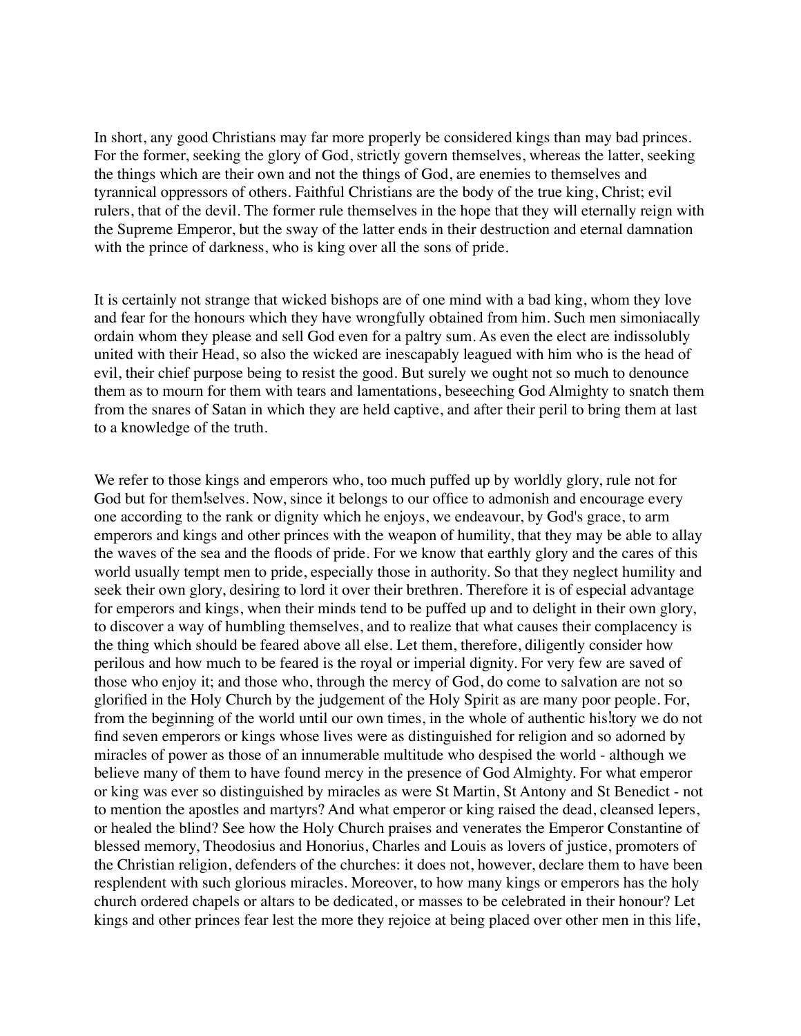In short, any good Christians may far more properly be considered kings than may bad princes. For the former, seeking the glory of God, strictly govern themselves, whereas the latter, seeking the things which are their own and not the things of God, are enemies to themselves and tyrannical oppressors of others. Faithful Christians are the body of the true king, Christ; evil rulers, that of the devil. The former rule themselves in the hope that they will eternally reign with the Supreme Emperor, but the sway of the latter ends in their destruction and eternal damnation with the prince of darkness, who is king over all the sons of pride.

It is certainly not strange that wicked bishops are of one mind with a bad king, whom they love and fear for the honours which they have wrongfully obtained from him. Such men simoniacally ordain whom they please and sell God even for a paltry sum. As even the elect are indissolubly united with their Head, so also the wicked are inescapably leagued with him who is the head of evil, their chief purpose being to resist the good. But surely we ought not so much to denounce them as to mourn for them with tears and lamentations, beseeching God Almighty to snatch them from the snares of Satan in which they are held captive, and after their peril to bring them at last to a knowledge of the truth.

We refer to those kings and emperors who, too much puffed up by worldly glory, rule not for God but for themselves. Now, since it belongs to our office to admonish and encourage every one according to the rank or dignity which he enjoys, we endeavour, by God's grace, to arm emperors and kings and other princes with the weapon of humility, that they may be able to allay the waves of the sea and the floods of pride. For we know that earthly glory and the cares of this world usually tempt men to pride, especially those in authority. So that they neglect humility and seek their own glory, desiring to lord it over their brethren. Therefore it is of especial advantage for emperors and kings, when their minds tend to be puffed up and to delight in their own glory, to discover a way of humbling themselves, and to realize that what causes their complacency is the thing which should be feared above all else. Let them, therefore, diligently consider how perilous and how much to be feared is the royal or imperial dignity. For very few are saved of those who enjoy it; and those who, through the mercy of God, do come to salvation are not so glorified in the Holy Church by the judgement of the Holy Spirit as are many poor people. For, from the beginning of the world until our own times, in the whole of authentic history we do not find seven emperors or kings whose lives were as distinguished for religion and so adorned by miracles of power as those of an innumerable multitude who despised the world - although we believe many of them to have found mercy in the presence of God Almighty. For what emperor or king was ever so distinguished by miracles as were St Martin, St Antony and St Benedict - not to mention the apostles and martyrs? And what emperor or king raised the dead, cleansed lepers, or healed the blind? See how the Holy Church praises and venerates the Emperor Constantine of blessed memory, Theodosius and Honorius, Charles and Louis as lovers of justice, promoters of the Christian religion, defenders of the churches: it does not, however, declare them to have been resplendent with such glorious miracles. Moreover, to how many kings or emperors has the holy church ordered chapels or altars to be dedicated, or masses to be celebrated in their honour? Let kings and other princes fear lest the more they rejoice at being placed over other men in this life,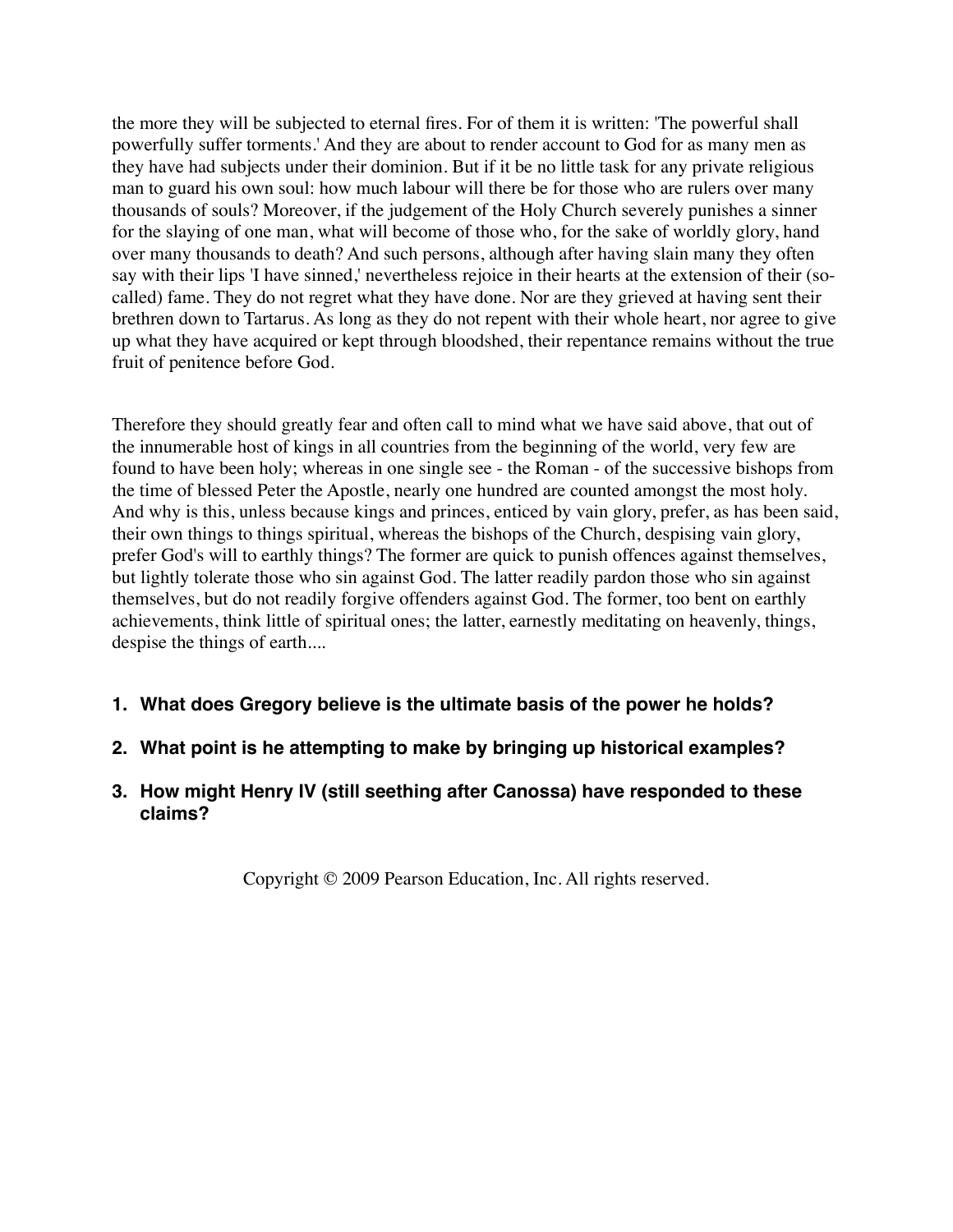the more they will be subjected to eternal fires. For of them it is written: 'The powerful shall powerfully suffer torments.' And they are about to render account to God for as many men as they have had subjects under their dominion. But if it be no little task for any private religious man to guard his own soul: how much labour will there be for those who are rulers over many thousands of souls? Moreover, if the judgement of the Holy Church severely punishes a sinner for the slaying of one man, what will become of those who, for the sake of worldly glory, hand over many thousands to death? And such persons, although after having slain many they often say with their lips 'I have sinned,' nevertheless rejoice in their hearts at the extension of their (so-called) fame. They do not regret what they have done. Nor are they grieved at having sent their brethren down to Tartarus. As long as they do not repent with their whole heart, nor agree to give up what they have acquired or kept through bloodshed, their repentance remains without the true fruit of penitence before God.

Therefore they should greatly fear and often call to mind what we have said above, that out of the innumerable host of kings in all countries from the beginning of the world, very few are found to have been holy; whereas in one single see - the Roman - of the successive bishops from the time of blessed Peter the Apostle, nearly one hundred are counted amongst the most holy. And why is this, unless because kings and princes, enticed by vain glory, prefer, as has been said, their own things to things spiritual, whereas the bishops of the Church, despising vain glory, prefer God's will to earthly things? The former are quick to punish offences against themselves, but lightly tolerate those who sin against God. The latter readily pardon those who sin against themselves, but do not readily forgive offenders against God. The former, too bent on earthly achievements, think little of spiritual ones; the latter, earnestly meditating on heavenly, things, despise the things of earth....

1. **What does Gregory believe is the ultimate basis of the power he holds?**
2. **What point is he attempting to make by bringing up historical examples?**
3. **How might Henry IV (still seething after Canossa) have responded to these claims?**

Copyright © 2009 Pearson Education, Inc. All rights reserved.